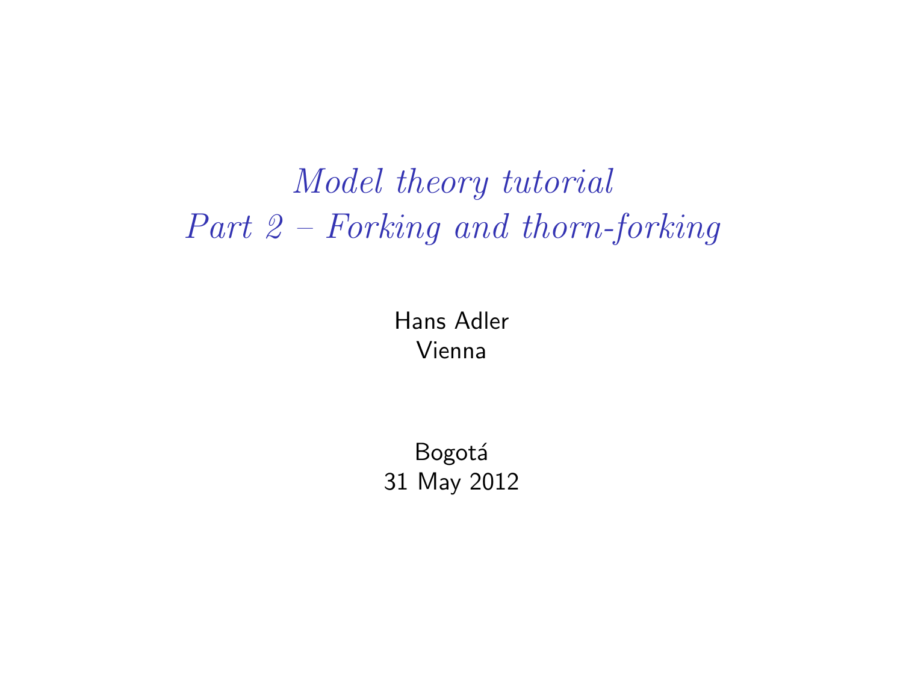# *Model theory tutorial*
# *Part 2 – Forking and thorn-forking*

Hans Adler
Vienna

Bogotá
31 May 2012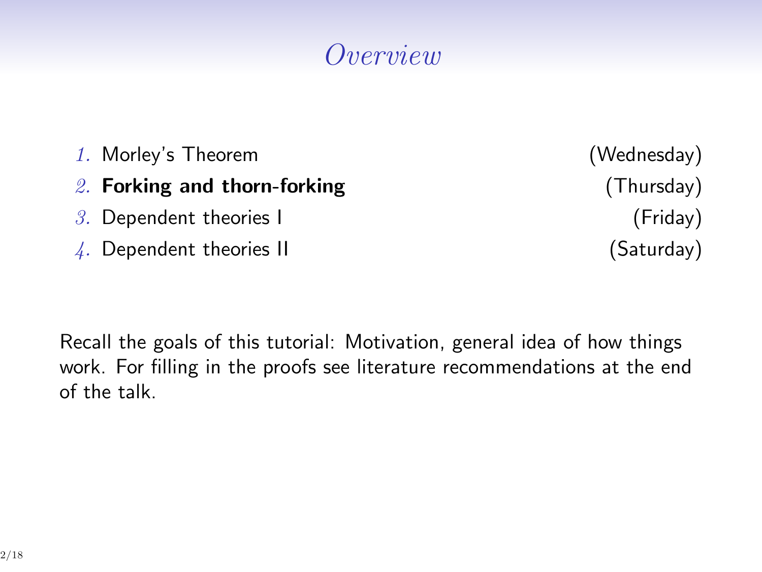# *Overview*

1. Morley's Theorem (Wednesday)
2. **Forking and thorn-forking** (Thursday)
3. Dependent theories I (Friday)
4. Dependent theories II (Saturday)

Recall the goals of this tutorial: Motivation, general idea of how things work. For filling in the proofs see literature recommendations at the end of the talk.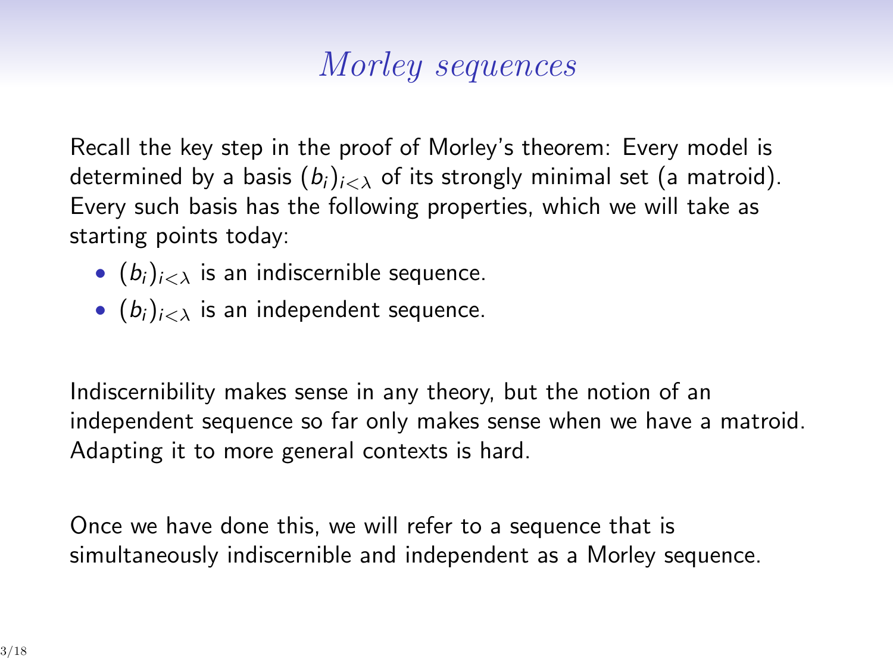# *Morley sequences*

Recall the key step in the proof of Morley's theorem: Every model is determined by a basis $(b_i)_{i<\lambda}$ of its strongly minimal set (a matroid). Every such basis has the following properties, which we will take as starting points today:

- $(b_i)_{i<\lambda}$ is an indiscernible sequence.
- $(b_i)_{i<\lambda}$ is an independent sequence.

Indiscernibility makes sense in any theory, but the notion of an independent sequence so far only makes sense when we have a matroid. Adapting it to more general contexts is hard.

Once we have done this, we will refer to a sequence that is simultaneously indiscernible and independent as a Morley sequence.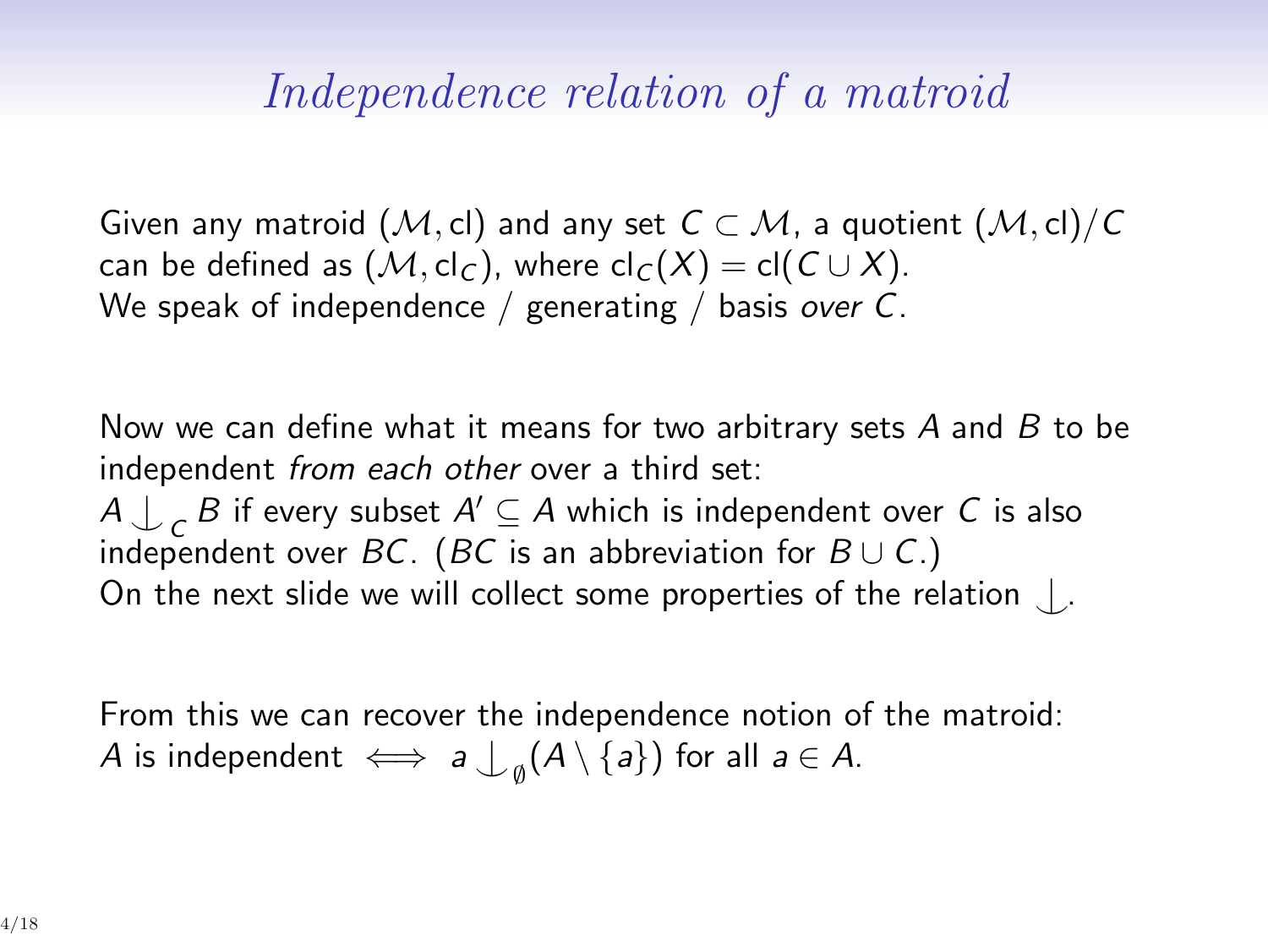# *Independence relation of a matroid*

Given any matroid $(\mathcal{M}, \mathrm{cl})$ and any set $C \subset \mathcal{M}$, a quotient $(\mathcal{M}, \mathrm{cl})/C$ can be defined as $(\mathcal{M}, \mathrm{cl}_C)$, where $\mathrm{cl}_C(X) = \mathrm{cl}(C \cup X)$.
We speak of independence / generating / basis *over* $C$.

Now we can define what it means for two arbitrary sets $A$ and $B$ to be independent *from each other* over a third set:
$A \mathop{\smile\!\!\!\!\!\!|}_C B$ if every subset $A' \subseteq A$ which is independent over $C$ is also independent over $BC$. ($BC$ is an abbreviation for $B \cup C$.)
On the next slide we will collect some properties of the relation $\smile\!\!\!\!\!\!|$.

From this we can recover the independence notion of the matroid:
$A$ is independent $\iff$ $a \mathop{\smile\!\!\!\!\!\!|}_{\emptyset} (A \setminus \{a\})$ for all $a \in A$.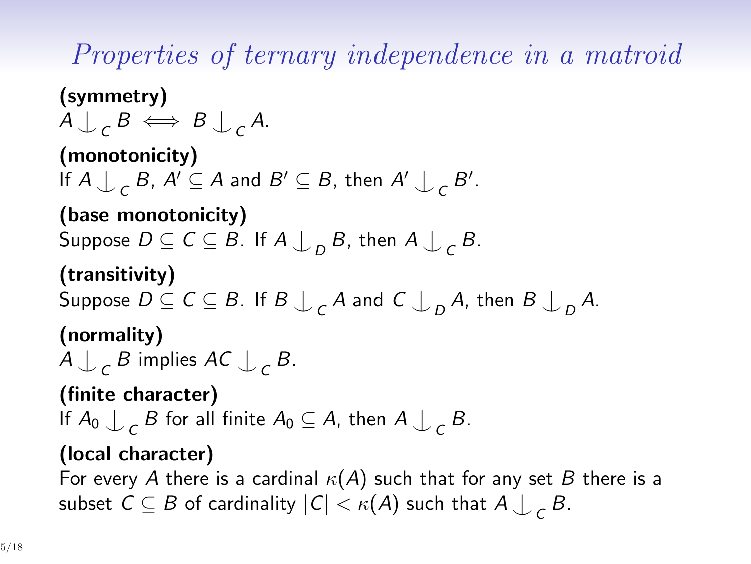# *Properties of ternary independence in a matroid*

**(symmetry)**
$A \mathop{\smile\!\!\!\!\!\!\;\,|}_C B \iff B \mathop{\smile\!\!\!\!\!\!\;\,|}_C A$.

**(monotonicity)**
If $A \mathop{\smile\!\!\!\!\!\!\;\,|}_C B$, $A' \subseteq A$ and $B' \subseteq B$, then $A' \mathop{\smile\!\!\!\!\!\!\;\,|}_C B'$.

**(base monotonicity)**
Suppose $D \subseteq C \subseteq B$. If $A \mathop{\smile\!\!\!\!\!\!\;\,|}_D B$, then $A \mathop{\smile\!\!\!\!\!\!\;\,|}_C B$.

**(transitivity)**
Suppose $D \subseteq C \subseteq B$. If $B \mathop{\smile\!\!\!\!\!\!\;\,|}_C A$ and $C \mathop{\smile\!\!\!\!\!\!\;\,|}_D A$, then $B \mathop{\smile\!\!\!\!\!\!\;\,|}_D A$.

**(normality)**
$A \mathop{\smile\!\!\!\!\!\!\;\,|}_C B$ implies $AC \mathop{\smile\!\!\!\!\!\!\;\,|}_C B$.

**(finite character)**
If $A_0 \mathop{\smile\!\!\!\!\!\!\;\,|}_C B$ for all finite $A_0 \subseteq A$, then $A \mathop{\smile\!\!\!\!\!\!\;\,|}_C B$.

**(local character)**
For every $A$ there is a cardinal $\kappa(A)$ such that for any set $B$ there is a subset $C \subseteq B$ of cardinality $|C| < \kappa(A)$ such that $A \mathop{\smile\!\!\!\!\!\!\;\,|}_C B$.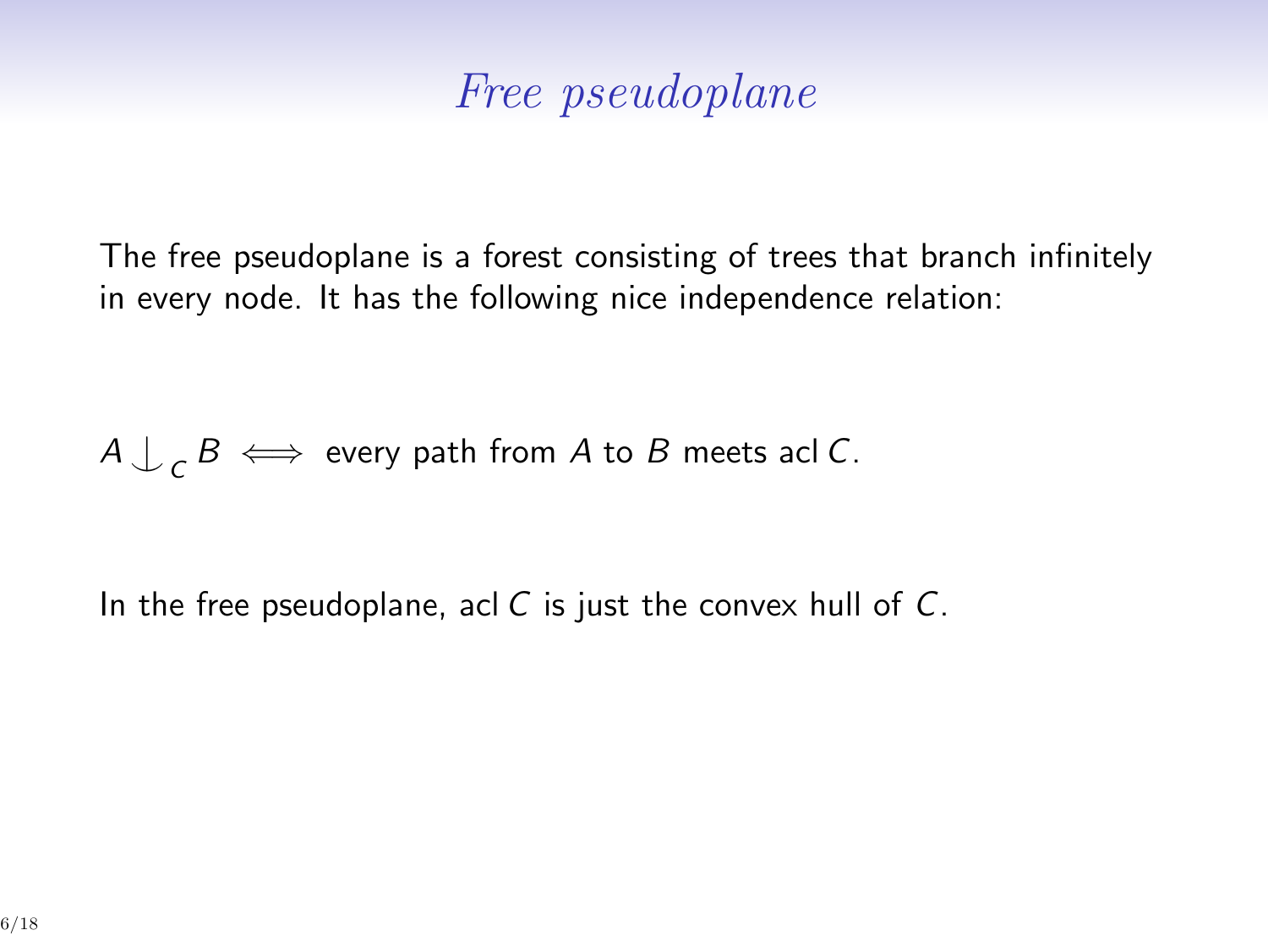# *Free pseudoplane*

The free pseudoplane is a forest consisting of trees that branch infinitely in every node. It has the following nice independence relation:

$A \mathop{\smile\!\!\!\!\!\!|}_C B \iff$ every path from $A$ to $B$ meets $\operatorname{acl} C$.

In the free pseudoplane, $\operatorname{acl} C$ is just the convex hull of $C$.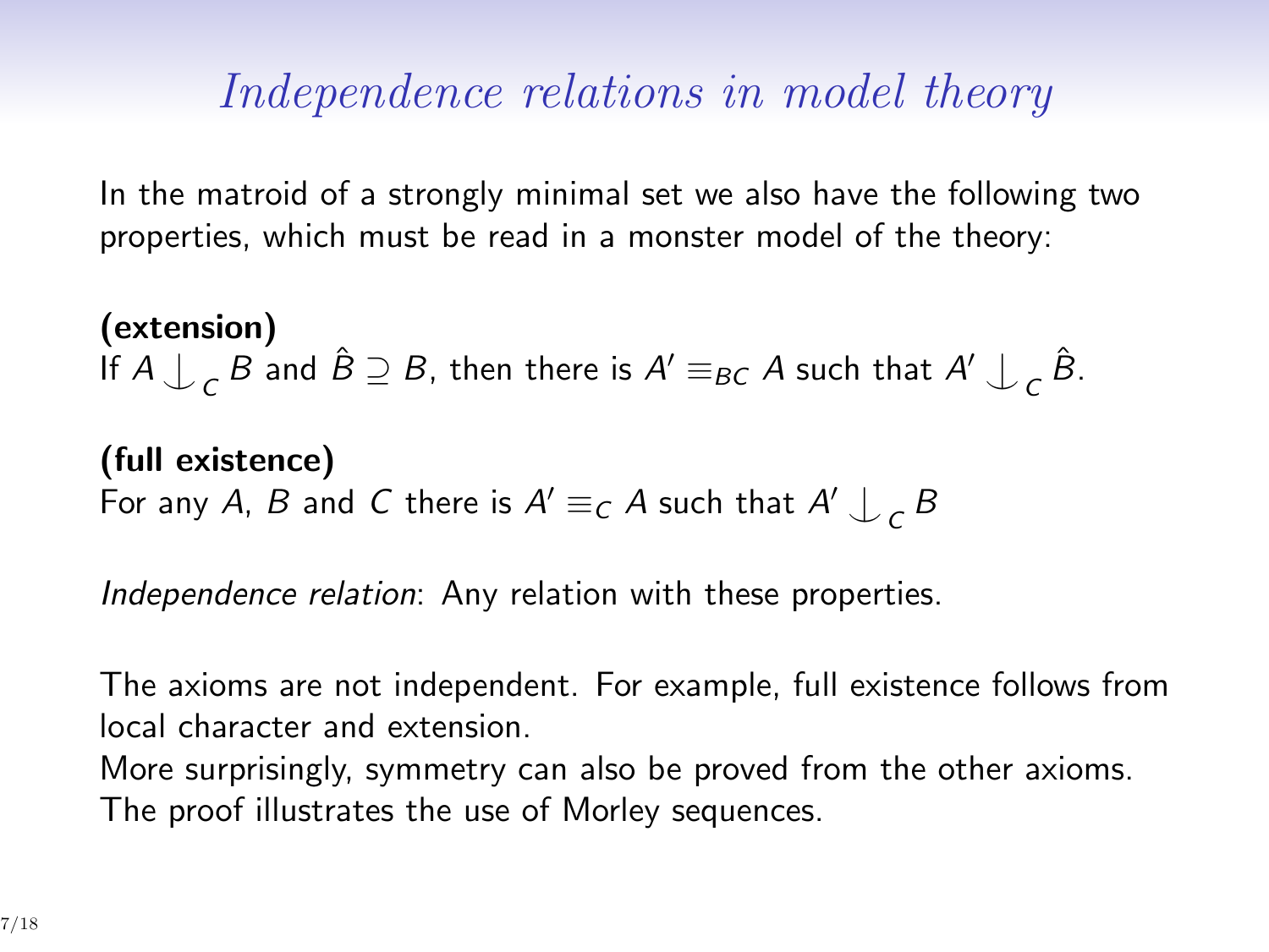# *Independence relations in model theory*

In the matroid of a strongly minimal set we also have the following two properties, which must be read in a monster model of the theory:

**(extension)**
If $A \mathop{\smile\!\!\!\!\!\mid}_C B$ and $\hat{B} \supseteq B$, then there is $A' \equiv_{BC} A$ such that $A' \mathop{\smile\!\!\!\!\!\mid}_C \hat{B}$.

**(full existence)**
For any $A$, $B$ and $C$ there is $A' \equiv_C A$ such that $A' \mathop{\smile\!\!\!\!\!\mid}_C B$

*Independence relation*: Any relation with these properties.

The axioms are not independent. For example, full existence follows from local character and extension.
More surprisingly, symmetry can also be proved from the other axioms. The proof illustrates the use of Morley sequences.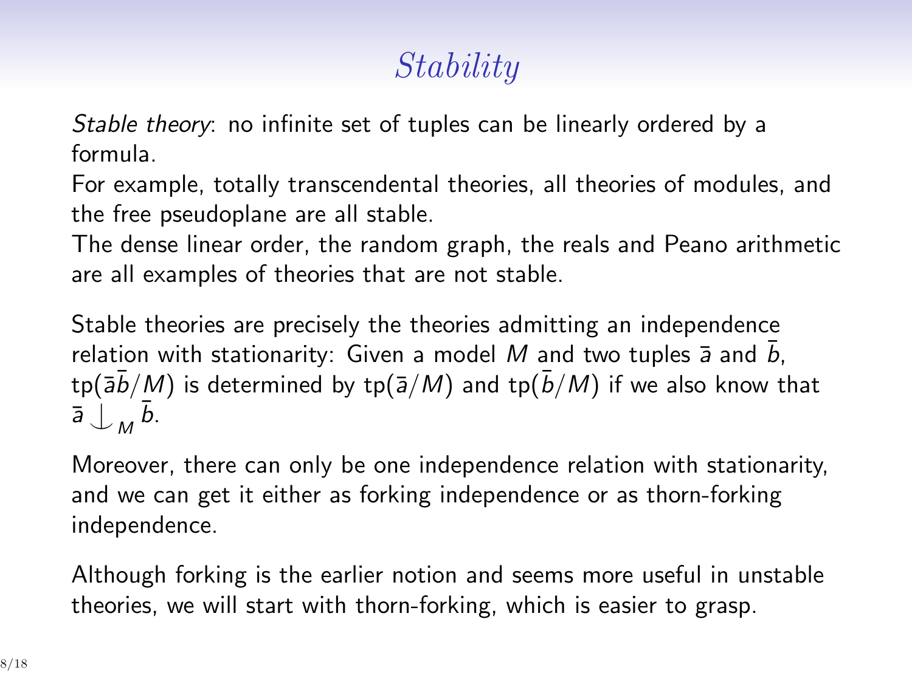# *Stability*

*Stable theory*: no infinite set of tuples can be linearly ordered by a formula.

For example, totally transcendental theories, all theories of modules, and the free pseudoplane are all stable.

The dense linear order, the random graph, the reals and Peano arithmetic are all examples of theories that are not stable.

Stable theories are precisely the theories admitting an independence relation with stationarity: Given a model $M$ and two tuples $\bar{a}$ and $\bar{b}$, $\mathrm{tp}(\bar{a}\bar{b}/M)$ is determined by $\mathrm{tp}(\bar{a}/M)$ and $\mathrm{tp}(\bar{b}/M)$ if we also know that $\bar{a} \mathop{\smile}\limits_{M} \bar{b}$.

Moreover, there can only be one independence relation with stationarity, and we can get it either as forking independence or as thorn-forking independence.

Although forking is the earlier notion and seems more useful in unstable theories, we will start with thorn-forking, which is easier to grasp.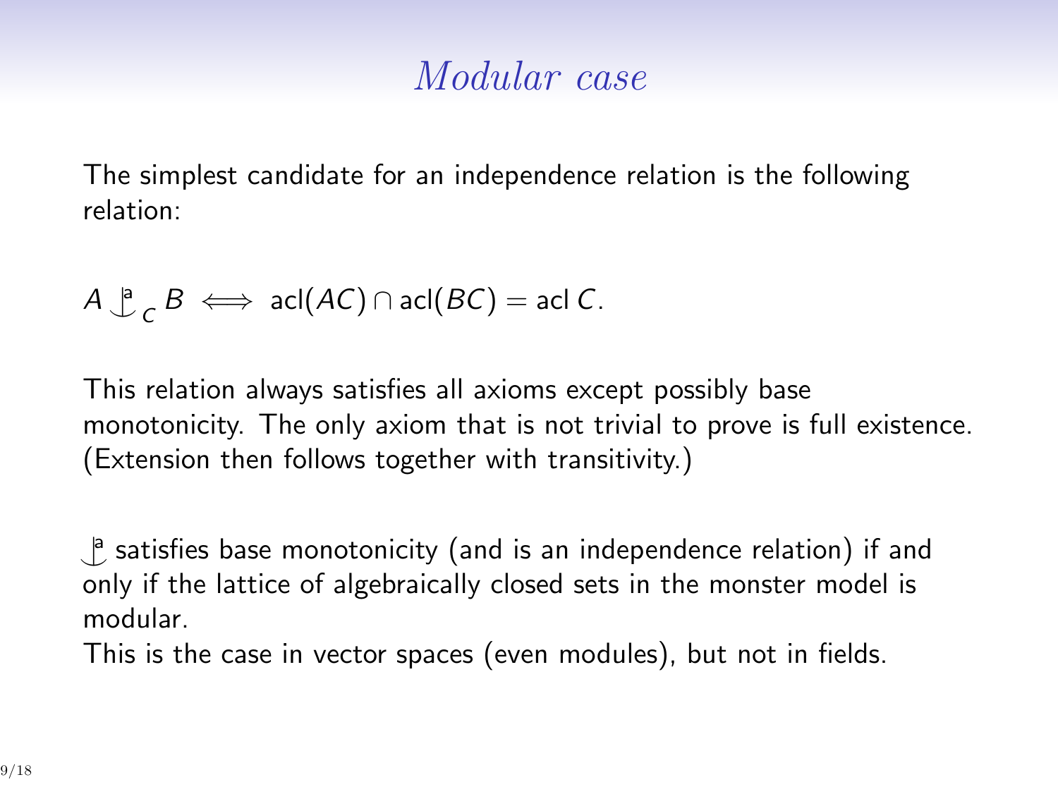# *Modular case*

The simplest candidate for an independence relation is the following relation:

$$A \mathop{\smile\!\!\!\!\!\!|}^{a}_{C} B \iff \operatorname{acl}(AC) \cap \operatorname{acl}(BC) = \operatorname{acl} C.$$

This relation always satisfies all axioms except possibly base monotonicity. The only axiom that is not trivial to prove is full existence. (Extension then follows together with transitivity.)

$\mathop{\smile\!\!\!\!\!\!|}^{a}$ satisfies base monotonicity (and is an independence relation) if and only if the lattice of algebraically closed sets in the monster model is modular.

This is the case in vector spaces (even modules), but not in fields.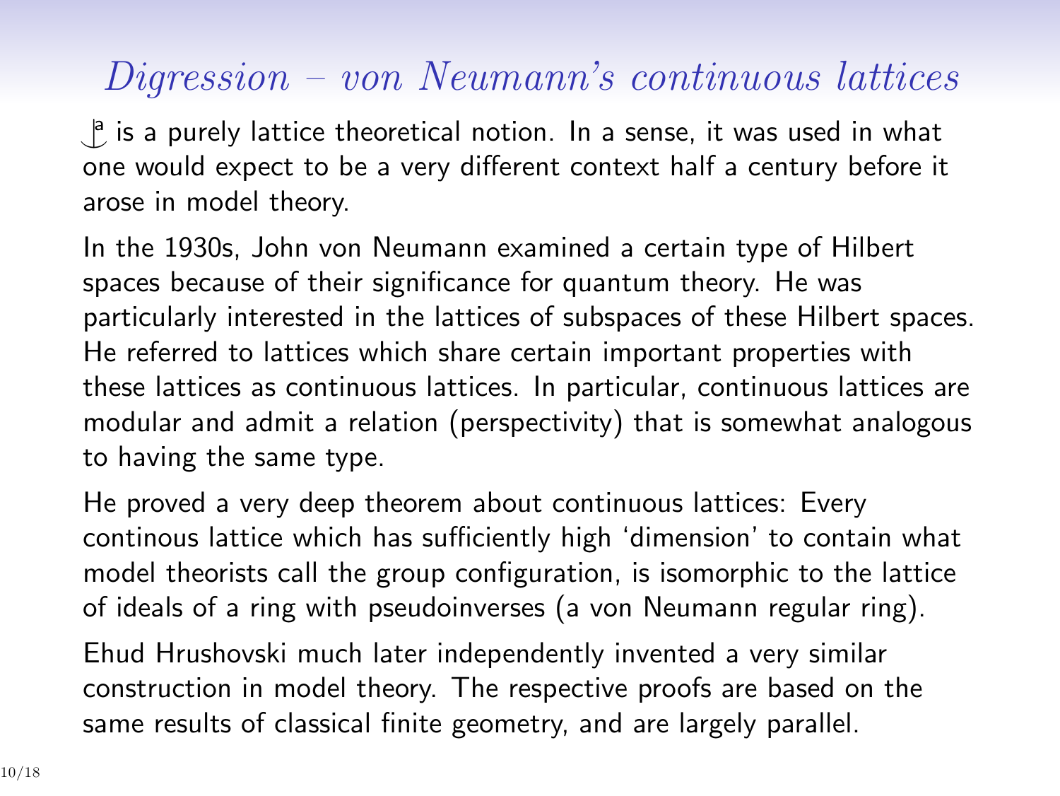# *Digression – von Neumann's continuous lattices*

$\mathop{\smile\!\!\!\!\!\!|}^{a}$ is a purely lattice theoretical notion. In a sense, it was used in what one would expect to be a very different context half a century before it arose in model theory.

In the 1930s, John von Neumann examined a certain type of Hilbert spaces because of their significance for quantum theory. He was particularly interested in the lattices of subspaces of these Hilbert spaces. He referred to lattices which share certain important properties with these lattices as continuous lattices. In particular, continuous lattices are modular and admit a relation (perspectivity) that is somewhat analogous to having the same type.

He proved a very deep theorem about continuous lattices: Every continous lattice which has sufficiently high 'dimension' to contain what model theorists call the group configuration, is isomorphic to the lattice of ideals of a ring with pseudoinverses (a von Neumann regular ring).

Ehud Hrushovski much later independently invented a very similar construction in model theory. The respective proofs are based on the same results of classical finite geometry, and are largely parallel.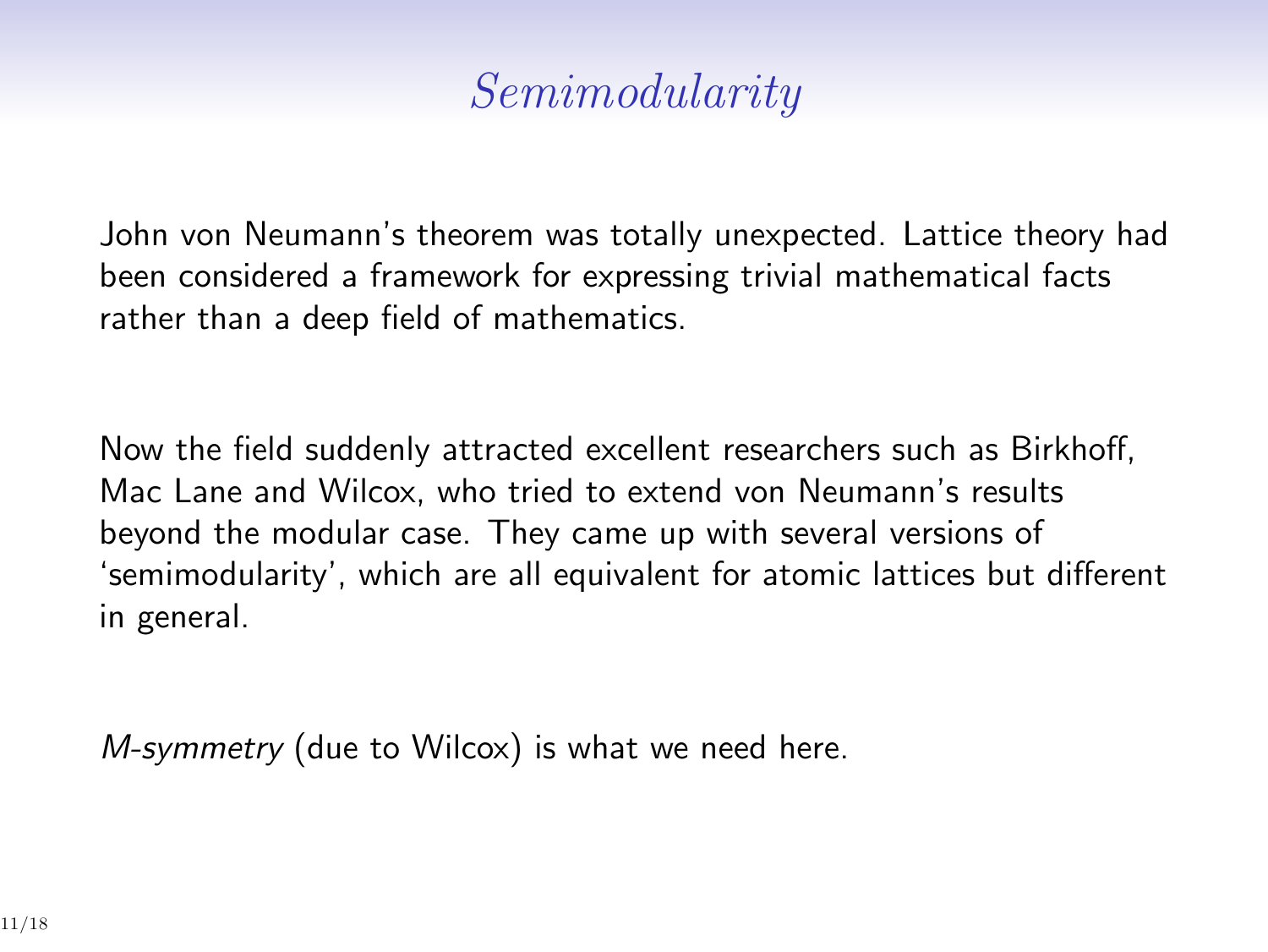# *Semimodularity*

John von Neumann's theorem was totally unexpected. Lattice theory had been considered a framework for expressing trivial mathematical facts rather than a deep field of mathematics.

Now the field suddenly attracted excellent researchers such as Birkhoff, Mac Lane and Wilcox, who tried to extend von Neumann's results beyond the modular case. They came up with several versions of 'semimodularity', which are all equivalent for atomic lattices but different in general.

*M-symmetry* (due to Wilcox) is what we need here.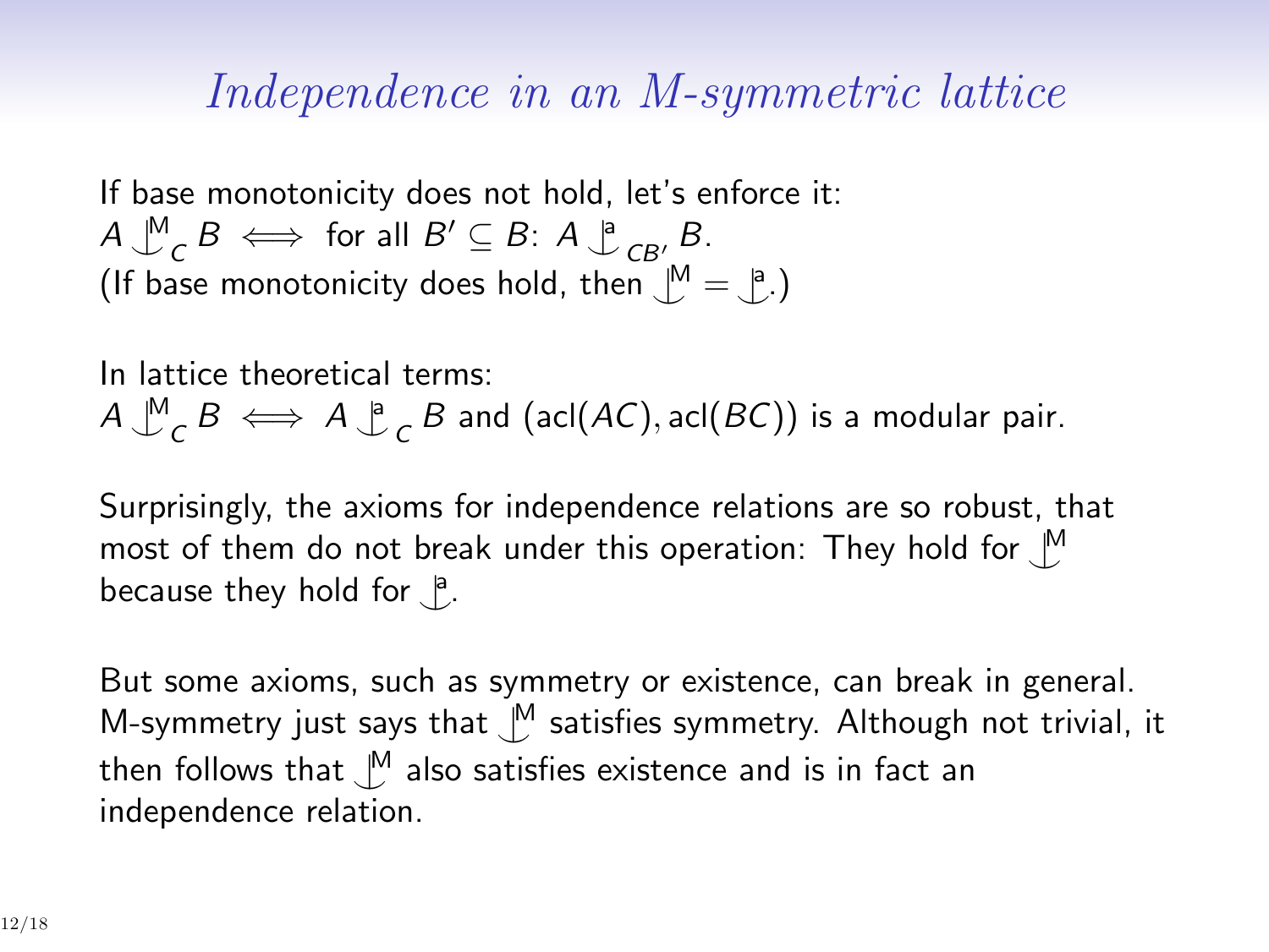# *Independence in an M-symmetric lattice*

If base monotonicity does not hold, let's enforce it:
$A \mathop{\smile\!\!\!\!\!\!\,|}^{\mathrm{M}}_{C} B \iff$ for all $B' \subseteq B$: $A \mathop{\smile\!\!\!\!\!\!\,|}^{\mathrm{a}}_{CB'} B$.
(If base monotonicity does hold, then $\mathop{\smile\!\!\!\!\!\!\,|}^{\mathrm{M}} = \mathop{\smile\!\!\!\!\!\!\,|}^{\mathrm{a}}$.)

In lattice theoretical terms:
$A \mathop{\smile\!\!\!\!\!\!\,|}^{\mathrm{M}}_{C} B \iff A \mathop{\smile\!\!\!\!\!\!\,|}^{\mathrm{a}}_{C} B$ and $(\mathrm{acl}(AC), \mathrm{acl}(BC))$ is a modular pair.

Surprisingly, the axioms for independence relations are so robust, that most of them do not break under this operation: They hold for $\mathop{\smile\!\!\!\!\!\!\,|}^{\mathrm{M}}$ because they hold for $\mathop{\smile\!\!\!\!\!\!\,|}^{\mathrm{a}}$.

But some axioms, such as symmetry or existence, can break in general. M-symmetry just says that $\mathop{\smile\!\!\!\!\!\!\,|}^{\mathrm{M}}$ satisfies symmetry. Although not trivial, it then follows that $\mathop{\smile\!\!\!\!\!\!\,|}^{\mathrm{M}}$ also satisfies existence and is in fact an independence relation.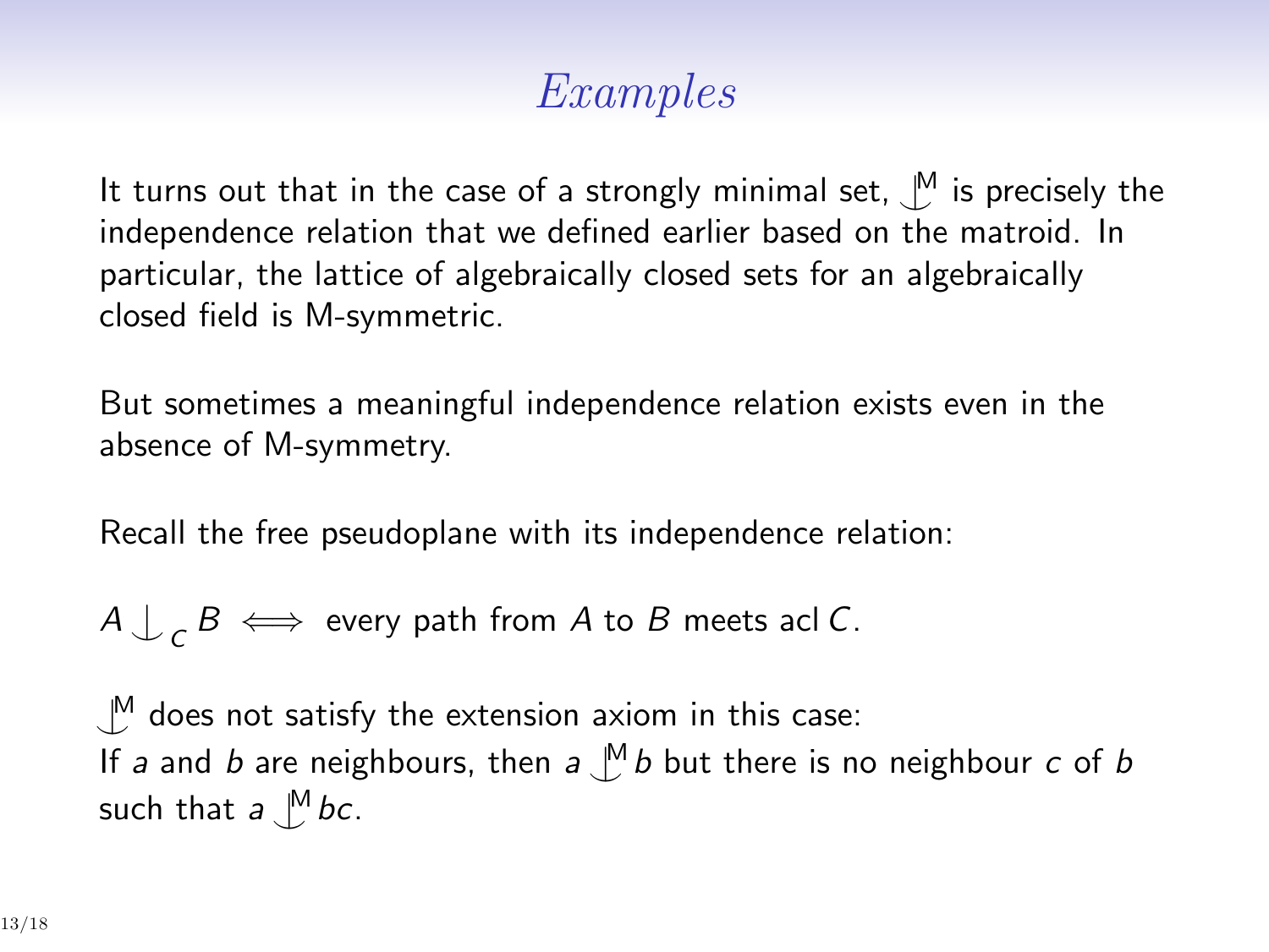# Examples

It turns out that in the case of a strongly minimal set, $\mathop{\smile\!\!\!\!\!\!|}^{\mathrm{M}}$ is precisely the independence relation that we defined earlier based on the matroid. In particular, the lattice of algebraically closed sets for an algebraically closed field is M-symmetric.

But sometimes a meaningful independence relation exists even in the absence of M-symmetry.

Recall the free pseudoplane with its independence relation:

$A \mathop{\smile\!\!\!\!\!\!|}_{C} B \iff$ every path from $A$ to $B$ meets $\operatorname{acl} C$.

$\mathop{\smile\!\!\!\!\!\!|}^{\mathrm{M}}$ does not satisfy the extension axiom in this case:
If $a$ and $b$ are neighbours, then $a \mathop{\smile\!\!\!\!\!\!|}^{\mathrm{M}} b$ but there is no neighbour $c$ of $b$ such that $a \mathop{\smile\!\!\!\!\!\!|}^{\mathrm{M}} bc$.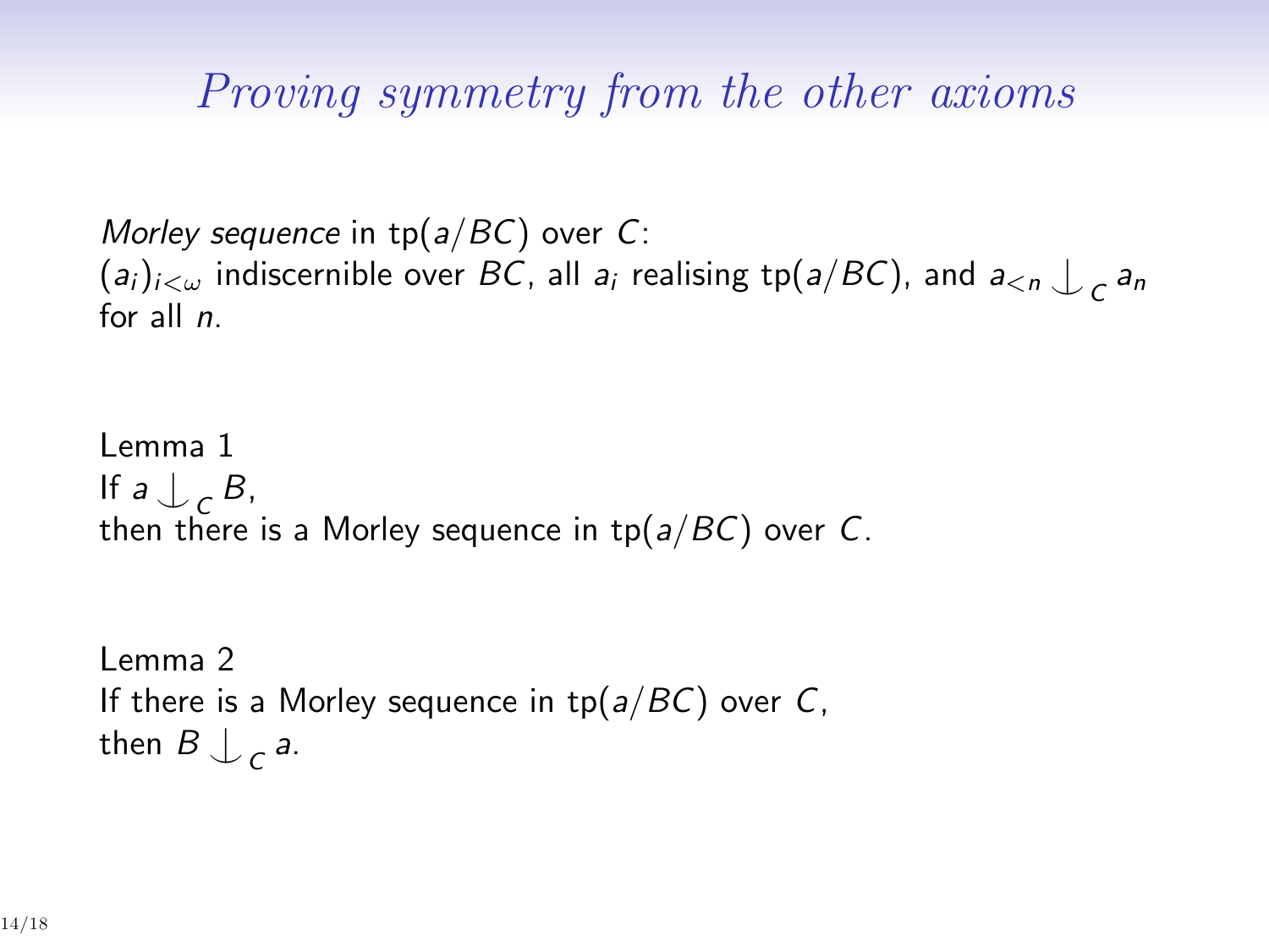# *Proving symmetry from the other axioms*

*Morley sequence* in $\text{tp}(a/BC)$ over $C$:
$(a_i)_{i<\omega}$ indiscernible over $BC$, all $a_i$ realising $\text{tp}(a/BC)$, and $a_{<n} \mathop{\smile\!\!\!\!\!\!\;|}_C a_n$ for all $n$.

Lemma 1
If $a \mathop{\smile\!\!\!\!\!\!\;|}_C B$,
then there is a Morley sequence in $\text{tp}(a/BC)$ over $C$.

Lemma 2
If there is a Morley sequence in $\text{tp}(a/BC)$ over $C$,
then $B \mathop{\smile\!\!\!\!\!\!\;|}_C a$.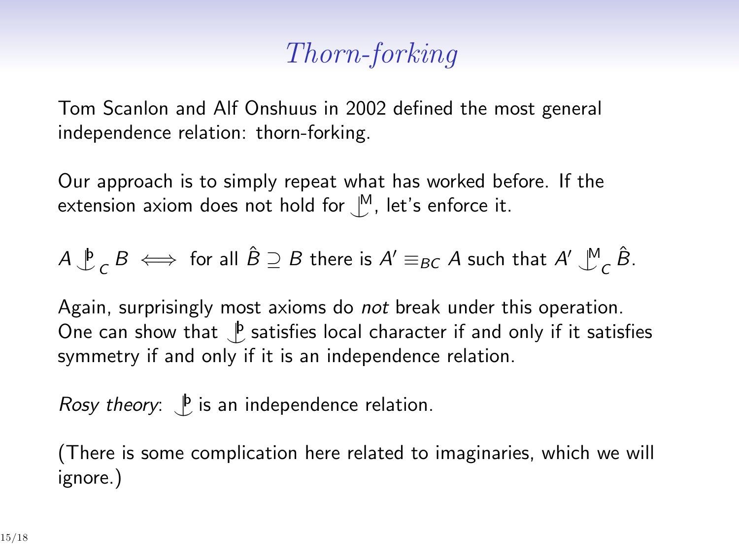# *Thorn-forking*

Tom Scanlon and Alf Onshuus in 2002 defined the most general independence relation: thorn-forking.

Our approach is to simply repeat what has worked before. If the extension axiom does not hold for $\mathop{\smile\hskip-0.9em\raise0.5ex\hbox{|}}^{M}$, let's enforce it.

$$A \mathop{\smile\hskip-0.9em\raise0.5ex\hbox{|}}^{\text{þ}}_C B \iff \text{for all } \hat{B} \supseteq B \text{ there is } A' \equiv_{BC} A \text{ such that } A' \mathop{\smile\hskip-0.9em\raise0.5ex\hbox{|}}^{M}_C \hat{B}.$$

Again, surprisingly most axioms do *not* break under this operation. One can show that $\mathop{\smile\hskip-0.9em\raise0.5ex\hbox{|}}^{\text{þ}}$ satisfies local character if and only if it satisfies symmetry if and only if it is an independence relation.

*Rosy theory*: $\mathop{\smile\hskip-0.9em\raise0.5ex\hbox{|}}^{\text{þ}}$ is an independence relation.

(There is some complication here related to imaginaries, which we will ignore.)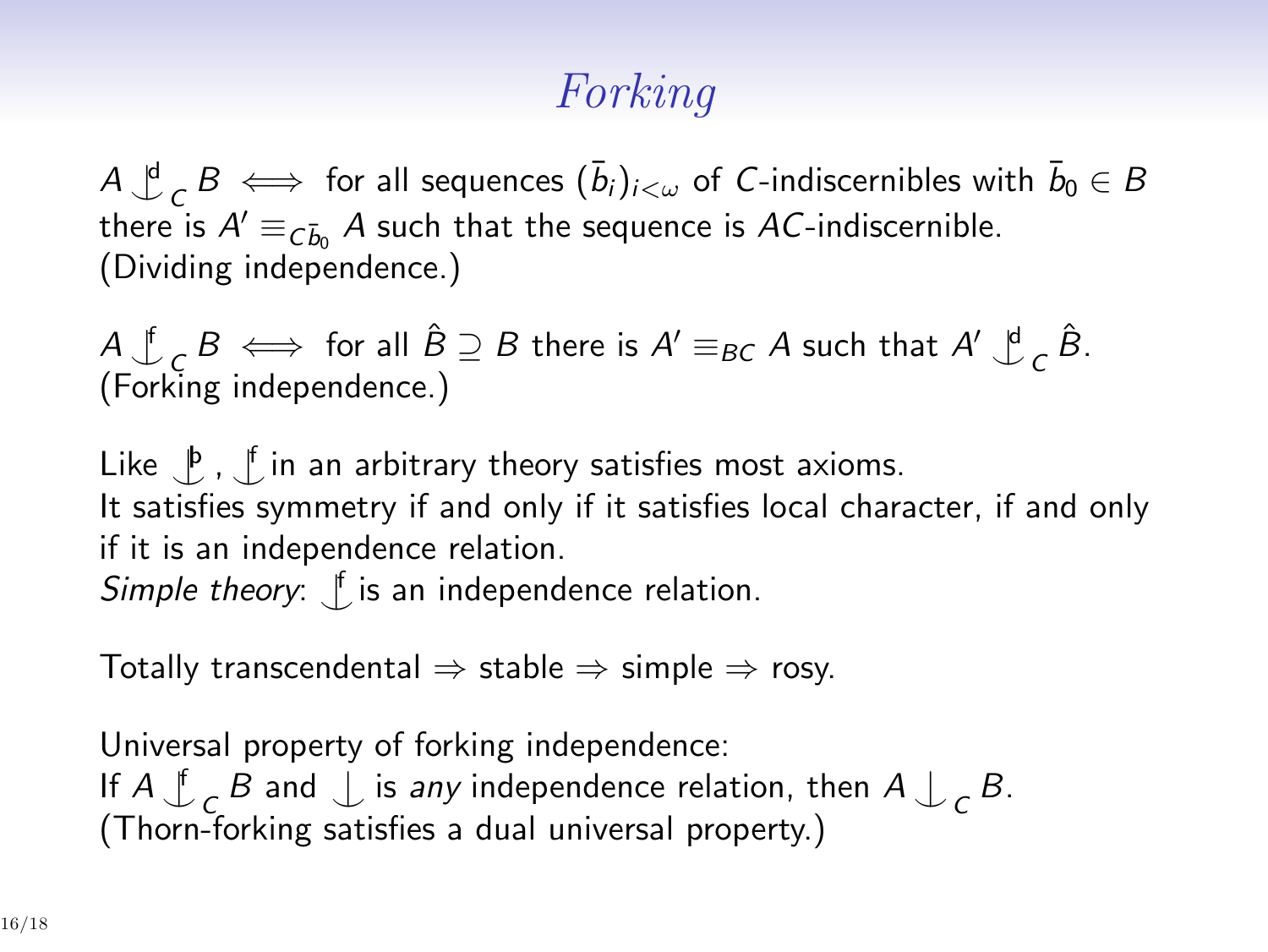# Forking

$A \mathop{\smile\!\!\!\!\!\!|}^{\mathrm{d}}_{C} B \iff$ for all sequences $(\bar{b}_i)_{i<\omega}$ of $C$-indiscernibles with $\bar{b}_0 \in B$ there is $A' \equiv_{C\bar{b}_0} A$ such that the sequence is $AC$-indiscernible. (Dividing independence.)

$A \mathop{\smile\!\!\!\!\!\!|}^{\mathrm{f}}_{C} B \iff$ for all $\hat{B} \supseteq B$ there is $A' \equiv_{BC} A$ such that $A' \mathop{\smile\!\!\!\!\!\!|}^{\mathrm{d}}_{C} \hat{B}$. (Forking independence.)

Like $\mathop{\smile\!\!\!\!\!\!|}^{\text{þ}}$, $\mathop{\smile\!\!\!\!\!\!|}^{\mathrm{f}}$ in an arbitrary theory satisfies most axioms.
It satisfies symmetry if and only if it satisfies local character, if and only if it is an independence relation.
*Simple theory*: $\mathop{\smile\!\!\!\!\!\!|}^{\mathrm{f}}$ is an independence relation.

Totally transcendental $\Rightarrow$ stable $\Rightarrow$ simple $\Rightarrow$ rosy.

Universal property of forking independence:
If $A \mathop{\smile\!\!\!\!\!\!|}^{\mathrm{f}}_{C} B$ and $\mathop{\smile\!\!\!\!\!\!|}$ is *any* independence relation, then $A \mathop{\smile\!\!\!\!\!\!|}_{C} B$.
(Thorn-forking satisfies a dual universal property.)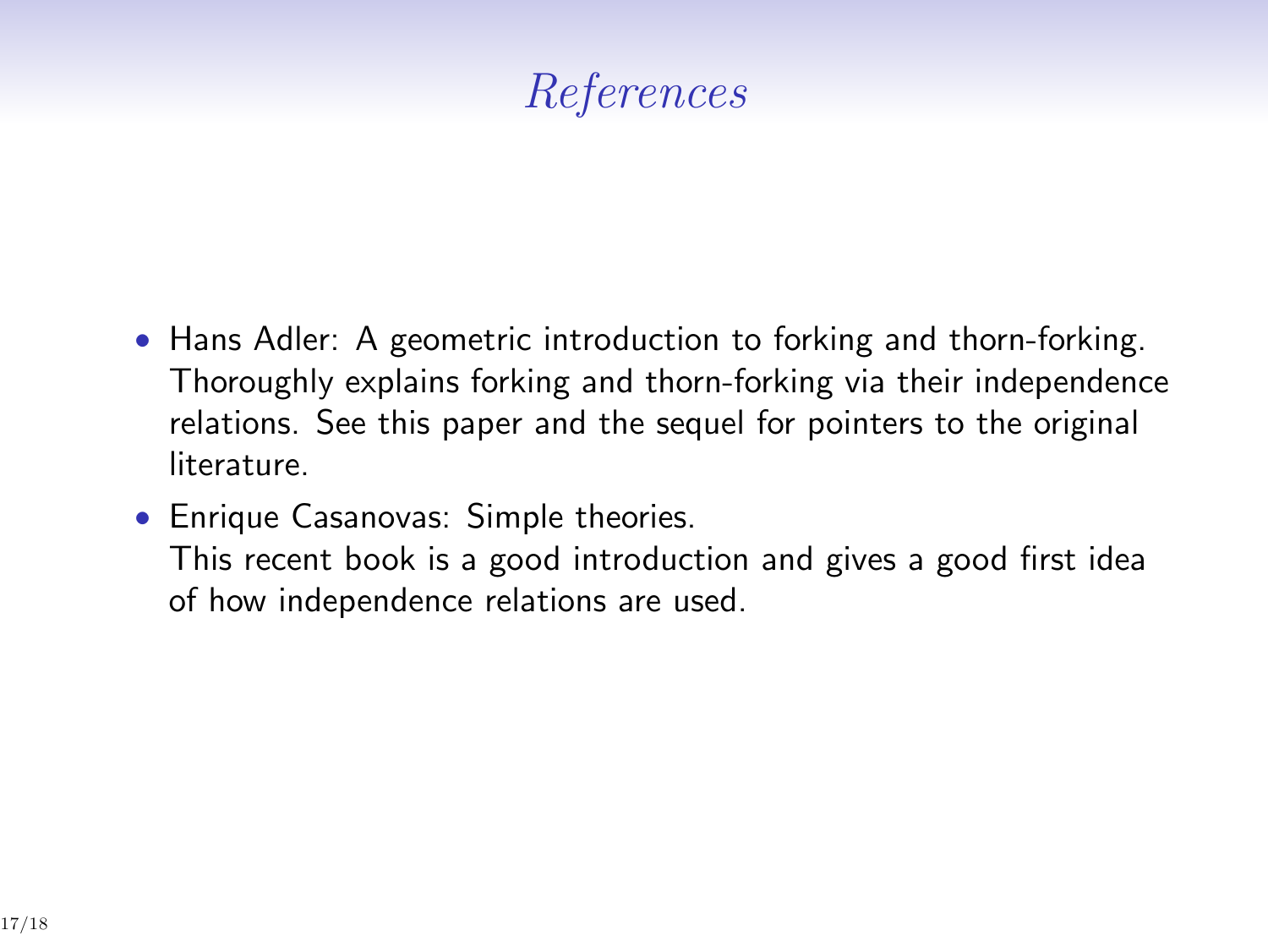# *References*

- Hans Adler: A geometric introduction to forking and thorn-forking. Thoroughly explains forking and thorn-forking via their independence relations. See this paper and the sequel for pointers to the original literature.
- Enrique Casanovas: Simple theories.
  This recent book is a good introduction and gives a good first idea of how independence relations are used.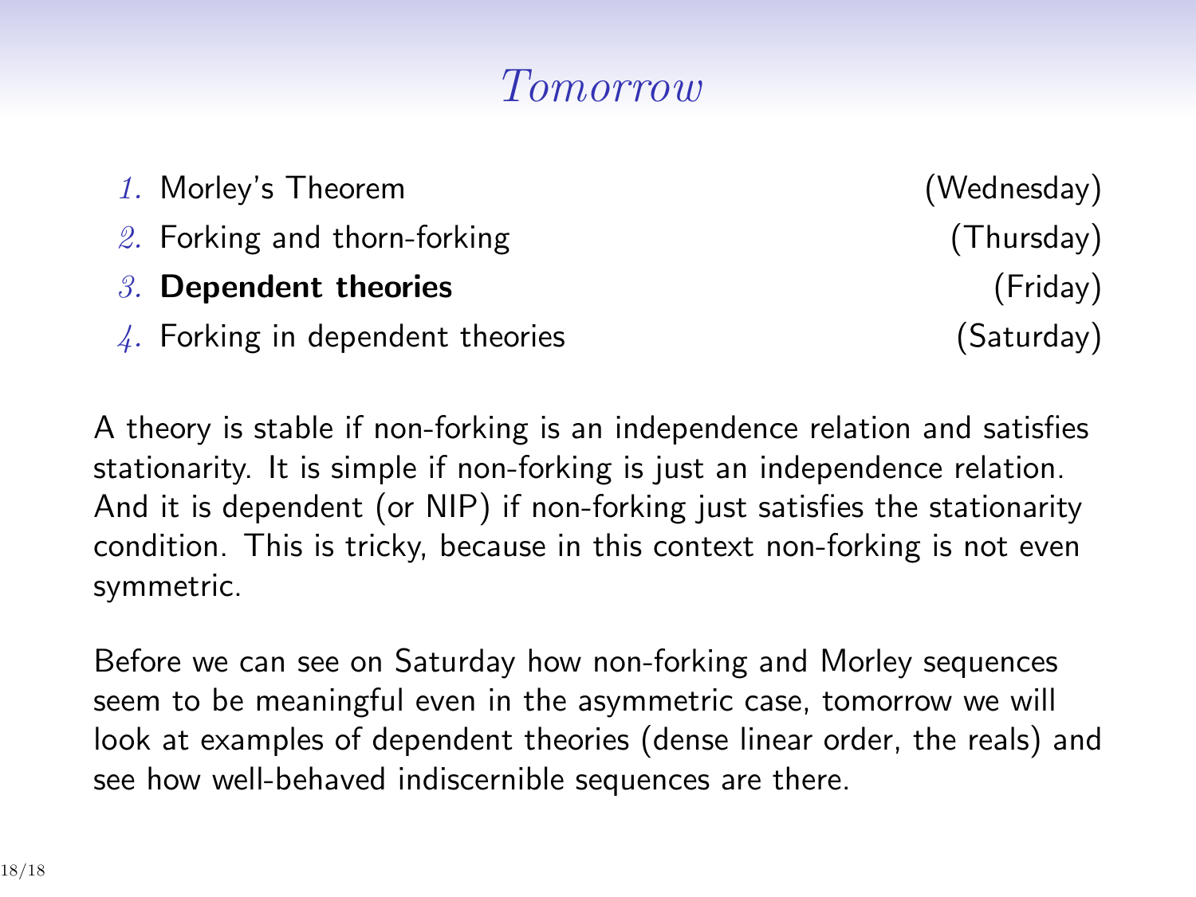# *Tomorrow*

1. Morley's Theorem (Wednesday)
2. Forking and thorn-forking (Thursday)
3. **Dependent theories** (Friday)
4. Forking in dependent theories (Saturday)

A theory is stable if non-forking is an independence relation and satisfies stationarity. It is simple if non-forking is just an independence relation. And it is dependent (or NIP) if non-forking just satisfies the stationarity condition. This is tricky, because in this context non-forking is not even symmetric.

Before we can see on Saturday how non-forking and Morley sequences seem to be meaningful even in the asymmetric case, tomorrow we will look at examples of dependent theories (dense linear order, the reals) and see how well-behaved indiscernible sequences are there.